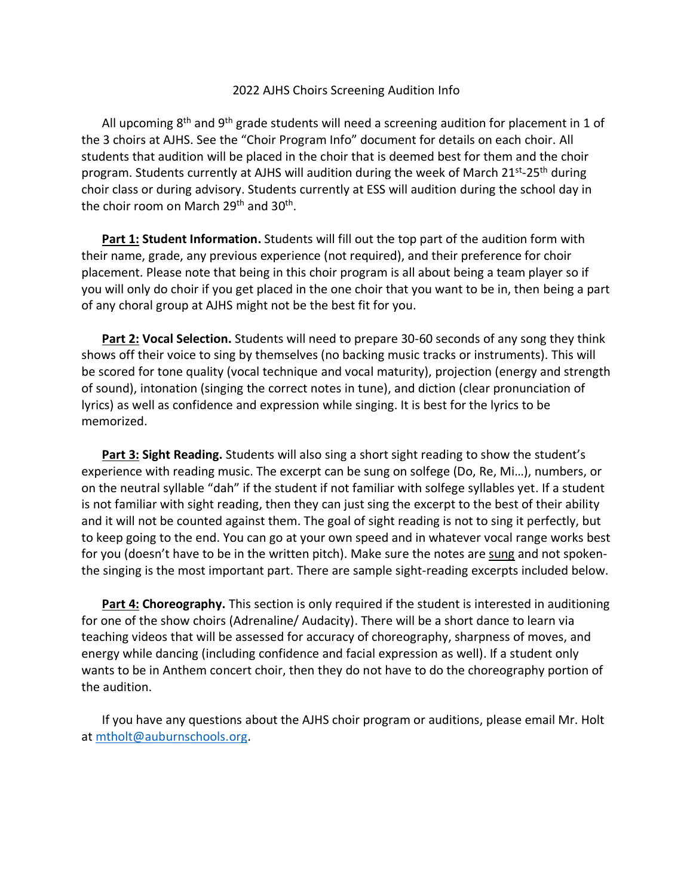# 2022 AJHS Choirs Screening Audition Info

All upcoming 8th and 9th grade students will need a screening audition for placement in 1 of the 3 choirs at AJHS. See the "Choir Program Info" document for details on each choir. All students that audition will be placed in the choir that is deemed best for them and the choir program. Students currently at AJHS will audition during the week of March 21st-25th during choir class or during advisory. Students currently at ESS will audition during the school day in the choir room on March 29th and 30th.

**Part 1: Student Information.** Students will fill out the top part of the audition form with their name, grade, any previous experience (not required), and their preference for choir placement. Please note that being in this choir program is all about being a team player so if you will only do choir if you get placed in the one choir that you want to be in, then being a part of any choral group at AJHS might not be the best fit for you.

**Part 2: Vocal Selection.** Students will need to prepare 30-60 seconds of any song they think shows off their voice to sing by themselves (no backing music tracks or instruments). This will be scored for tone quality (vocal technique and vocal maturity), projection (energy and strength of sound), intonation (singing the correct notes in tune), and diction (clear pronunciation of lyrics) as well as confidence and expression while singing. It is best for the lyrics to be memorized.

**Part 3: Sight Reading.** Students will also sing a short sight reading to show the student's experience with reading music. The excerpt can be sung on solfege (Do, Re, Mi…), numbers, or on the neutral syllable "dah" if the student if not familiar with solfege syllables yet. If a student is not familiar with sight reading, then they can just sing the excerpt to the best of their ability and it will not be counted against them. The goal of sight reading is not to sing it perfectly, but to keep going to the end. You can go at your own speed and in whatever vocal range works best for you (doesn't have to be in the written pitch). Make sure the notes are sung and not spoken- the singing is the most important part. There are sample sight-reading excerpts included below.

**Part 4: Choreography.** This section is only required if the student is interested in auditioning for one of the show choirs (Adrenaline/ Audacity). There will be a short dance to learn via teaching videos that will be assessed for accuracy of choreography, sharpness of moves, and energy while dancing (including confidence and facial expression as well). If a student only wants to be in Anthem concert choir, then they do not have to do the choreography portion of the audition.

If you have any questions about the AJHS choir program or auditions, please email Mr. Holt at mtholt@auburnschools.org.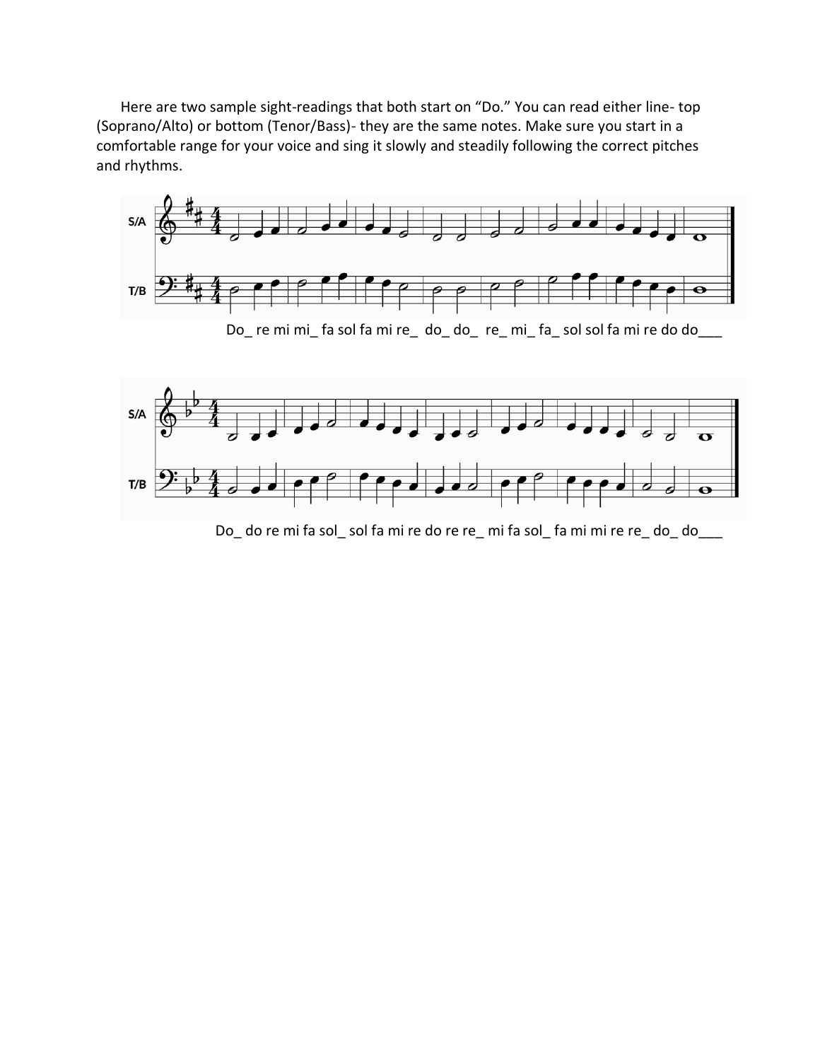Here are two sample sight-readings that both start on "Do." You can read either line- top (Soprano/Alto) or bottom (Tenor/Bass)- they are the same notes. Make sure you start in a comfortable range for your voice and sing it slowly and steadily following the correct pitches and rhythms.

S/A

T/B

Do_ re mi mi_ fa sol fa mi re_ do_ do_ re_ mi_ fa_ sol sol fa mi re do do___

S/A

T/B

Do_ do re mi fa sol_ sol fa mi re do re re_ mi fa sol_ fa mi mi re re_ do_ do___